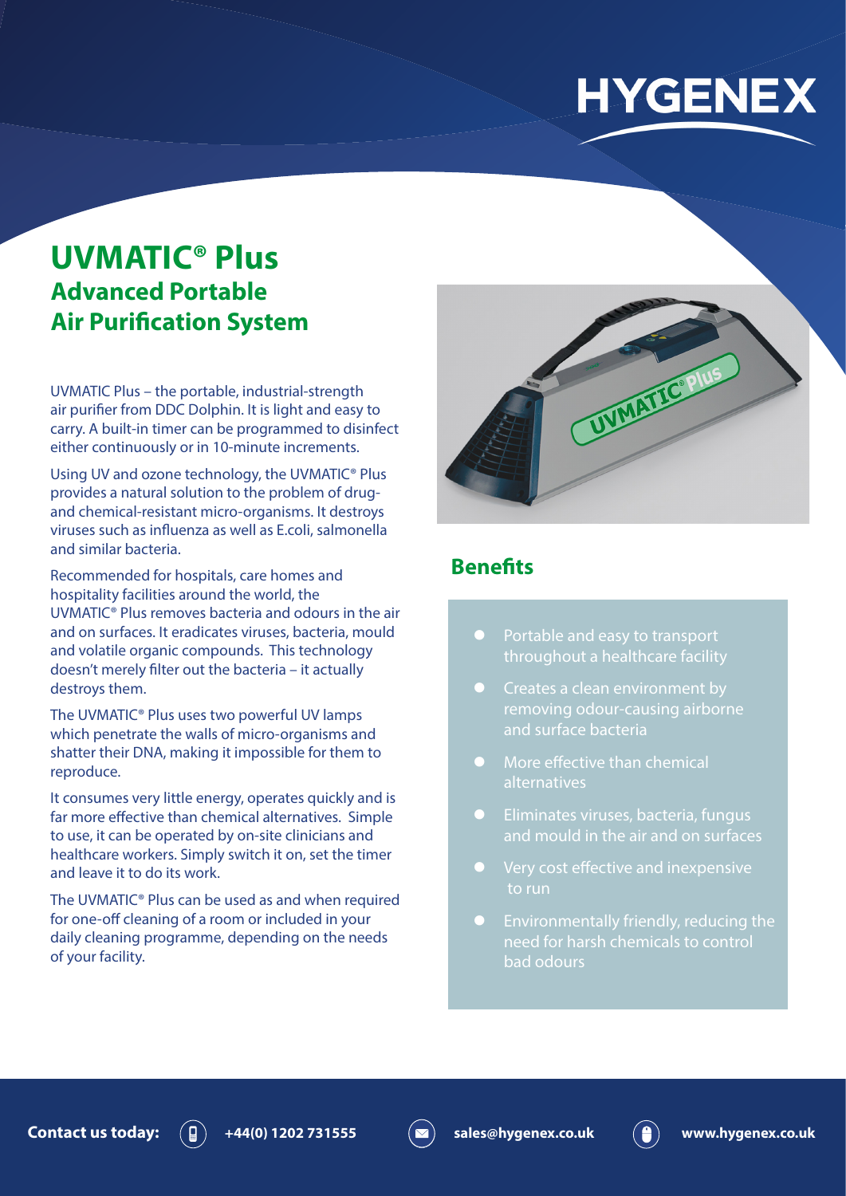HYGENEX

# UVMATIC® Plus

## Advanced Portable Air Purification System

UVMATIC Plus – the portable, industrial-strength air purifier from DDC Dolphin. It is light and easy to carry. A built-in timer can be programmed to disinfect either continuously or in 10-minute increments.

Using UV and ozone technology, the UVMATIC® Plus provides a natural solution to the problem of drug- and chemical-resistant micro-organisms. It destroys viruses such as influenza as well as E.coli, salmonella and similar bacteria.

Recommended for hospitals, care homes and hospitality facilities around the world, the UVMATIC® Plus removes bacteria and odours in the air and on surfaces. It eradicates viruses, bacteria, mould and volatile organic compounds. This technology doesn't merely filter out the bacteria – it actually destroys them.

The UVMATIC® Plus uses two powerful UV lamps which penetrate the walls of micro-organisms and shatter their DNA, making it impossible for them to reproduce.

It consumes very little energy, operates quickly and is far more effective than chemical alternatives. Simple to use, it can be operated by on-site clinicians and healthcare workers. Simply switch it on, set the timer and leave it to do its work.

The UVMATIC® Plus can be used as and when required for one-off cleaning of a room or included in your daily cleaning programme, depending on the needs of your facility.

## Benefits

- Portable and easy to transport throughout a healthcare facility
- Creates a clean environment by removing odour-causing airborne and surface bacteria
- More effective than chemical alternatives
- Eliminates viruses, bacteria, fungus and mould in the air and on surfaces
- Very cost effective and inexpensive to run
- Environmentally friendly, reducing the need for harsh chemicals to control bad odours

**Contact us today:** **+44(0) 1202 731555** **sales@hygenex.co.uk** **www.hygenex.co.uk**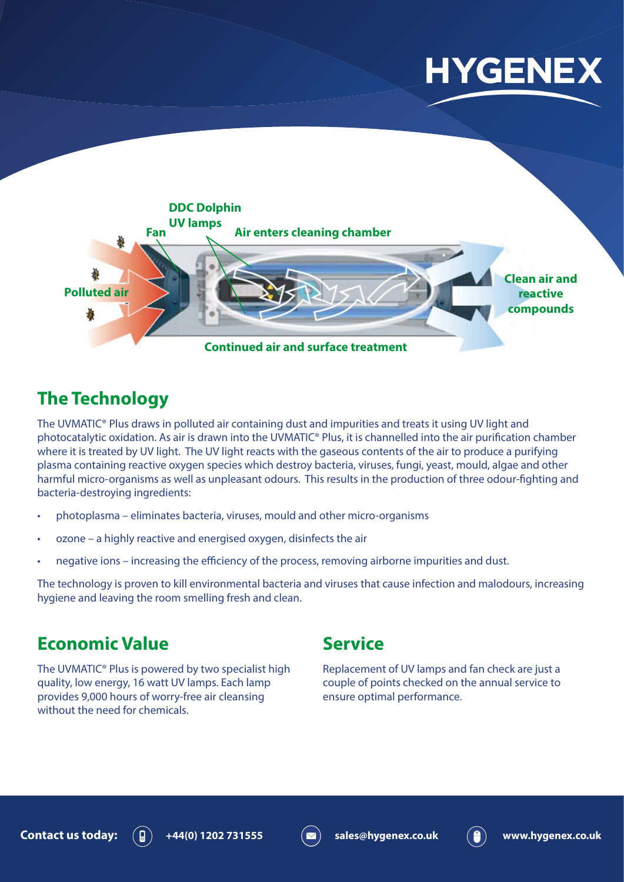HYGENEX

DDC Dolphin UV lamps

Fan

Air enters cleaning chamber

Polluted air

Clean air and reactive compounds

Continued air and surface treatment

## The Technology

The UVMATIC® Plus draws in polluted air containing dust and impurities and treats it using UV light and photocatalytic oxidation. As air is drawn into the UVMATIC® Plus, it is channelled into the air purification chamber where it is treated by UV light. The UV light reacts with the gaseous contents of the air to produce a purifying plasma containing reactive oxygen species which destroy bacteria, viruses, fungi, yeast, mould, algae and other harmful micro-organisms as well as unpleasant odours. This results in the production of three odour-fighting and bacteria-destroying ingredients:

- photoplasma – eliminates bacteria, viruses, mould and other micro-organisms
- ozone – a highly reactive and energised oxygen, disinfects the air
- negative ions – increasing the efficiency of the process, removing airborne impurities and dust.

The technology is proven to kill environmental bacteria and viruses that cause infection and malodours, increasing hygiene and leaving the room smelling fresh and clean.

## Economic Value

The UVMATIC® Plus is powered by two specialist high quality, low energy, 16 watt UV lamps. Each lamp provides 9,000 hours of worry-free air cleansing without the need for chemicals.

## Service

Replacement of UV lamps and fan check are just a couple of points checked on the annual service to ensure optimal performance.

**Contact us today:** **+44(0) 1202 731555** **sales@hygenex.co.uk** **www.hygenex.co.uk**